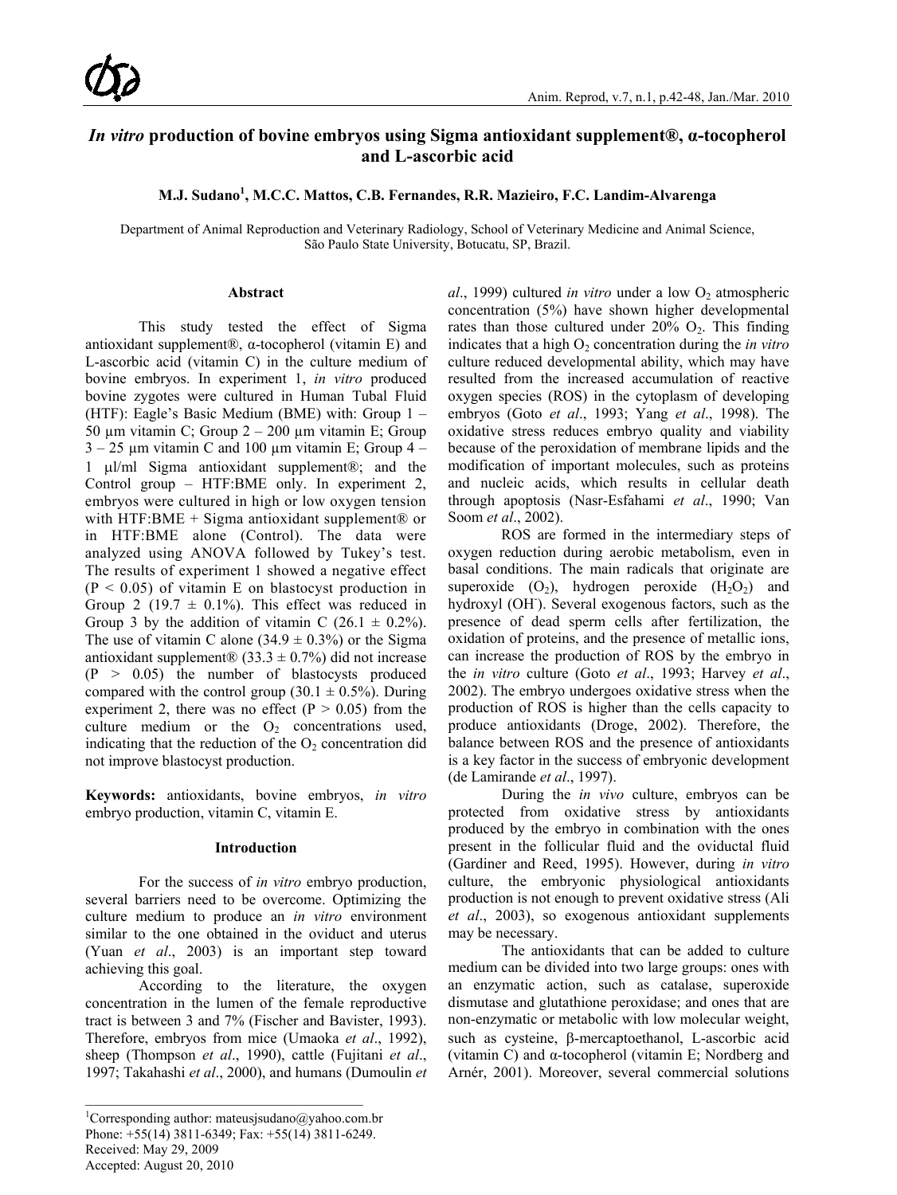# *In vitro* production of bovine embryos using Sigma antioxidant supplement®, α-tocopherol and L-ascorbic acid

**M.J. Sudano[1], M.C.C. Mattos, C.B. Fernandes, R.R. Mazieiro, F.C. Landim-Alvarenga**

Department of Animal Reproduction and Veterinary Radiology, School of Veterinary Medicine and Animal Science, São Paulo State University, Botucatu, SP, Brazil.

## Abstract

This study tested the effect of Sigma antioxidant supplement®, α-tocopherol (vitamin E) and L-ascorbic acid (vitamin C) in the culture medium of bovine embryos. In experiment 1, *in vitro* produced bovine zygotes were cultured in Human Tubal Fluid (HTF): Eagle's Basic Medium (BME) with: Group 1 – 50 µm vitamin C; Group 2 – 200 µm vitamin E; Group 3 – 25 µm vitamin C and 100 µm vitamin E; Group 4 – 1 µl/ml Sigma antioxidant supplement®; and the Control group – HTF:BME only. In experiment 2, embryos were cultured in high or low oxygen tension with HTF:BME + Sigma antioxidant supplement® or in HTF:BME alone (Control). The data were analyzed using ANOVA followed by Tukey's test. The results of experiment 1 showed a negative effect ($P < 0.05$) of vitamin E on blastocyst production in Group 2 (19.7 ± 0.1%). This effect was reduced in Group 3 by the addition of vitamin C (26.1 ± 0.2%). The use of vitamin C alone (34.9 ± 0.3%) or the Sigma antioxidant supplement® (33.3 ± 0.7%) did not increase ($P > 0.05$) the number of blastocysts produced compared with the control group (30.1 ± 0.5%). During experiment 2, there was no effect ($P > 0.05$) from the culture medium or the $O_2$ concentrations used, indicating that the reduction of the $O_2$ concentration did not improve blastocyst production.

**Keywords:** antioxidants, bovine embryos, *in vitro* embryo production, vitamin C, vitamin E.

## Introduction

For the success of *in vitro* embryo production, several barriers need to be overcome. Optimizing the culture medium to produce an *in vitro* environment similar to the one obtained in the oviduct and uterus (Yuan *et al*., 2003) is an important step toward achieving this goal.

According to the literature, the oxygen concentration in the lumen of the female reproductive tract is between 3 and 7% (Fischer and Bavister, 1993). Therefore, embryos from mice (Umaoka *et al*., 1992), sheep (Thompson *et al*., 1990), cattle (Fujitani *et al*., 1997; Takahashi *et al*., 2000), and humans (Dumoulin *et al*., 1999) cultured *in vitro* under a low $O_2$ atmospheric concentration (5%) have shown higher developmental rates than those cultured under 20% $O_2$. This finding indicates that a high $O_2$ concentration during the *in vitro* culture reduced developmental ability, which may have resulted from the increased accumulation of reactive oxygen species (ROS) in the cytoplasm of developing embryos (Goto *et al*., 1993; Yang *et al*., 1998). The oxidative stress reduces embryo quality and viability because of the peroxidation of membrane lipids and the modification of important molecules, such as proteins and nucleic acids, which results in cellular death through apoptosis (Nasr-Esfahami *et al*., 1990; Van Soom *et al*., 2002).

ROS are formed in the intermediary steps of oxygen reduction during aerobic metabolism, even in basal conditions. The main radicals that originate are superoxide ($O_2$), hydrogen peroxide ($H_2O_2$) and hydroxyl ($OH^-$). Several exogenous factors, such as the presence of dead sperm cells after fertilization, the oxidation of proteins, and the presence of metallic ions, can increase the production of ROS by the embryo in the *in vitro* culture (Goto *et al*., 1993; Harvey *et al*., 2002). The embryo undergoes oxidative stress when the production of ROS is higher than the cells capacity to produce antioxidants (Droge, 2002). Therefore, the balance between ROS and the presence of antioxidants is a key factor in the success of embryonic development (de Lamirande *et al*., 1997).

During the *in vivo* culture, embryos can be protected from oxidative stress by antioxidants produced by the embryo in combination with the ones present in the follicular fluid and the oviductal fluid (Gardiner and Reed, 1995). However, during *in vitro* culture, the embryonic physiological antioxidants production is not enough to prevent oxidative stress (Ali *et al*., 2003), so exogenous antioxidant supplements may be necessary.

The antioxidants that can be added to culture medium can be divided into two large groups: ones with an enzymatic action, such as catalase, superoxide dismutase and glutathione peroxidase; and ones that are non-enzymatic or metabolic with low molecular weight, such as cysteine, β-mercaptoethanol, L-ascorbic acid (vitamin C) and α-tocopherol (vitamin E; Nordberg and Arnér, 2001). Moreover, several commercial solutions

---

[1]Corresponding author: mateusjsudano@yahoo.com.br
Phone: +55(14) 3811-6349; Fax: +55(14) 3811-6249.
Received: May 29, 2009
Accepted: August 20, 2010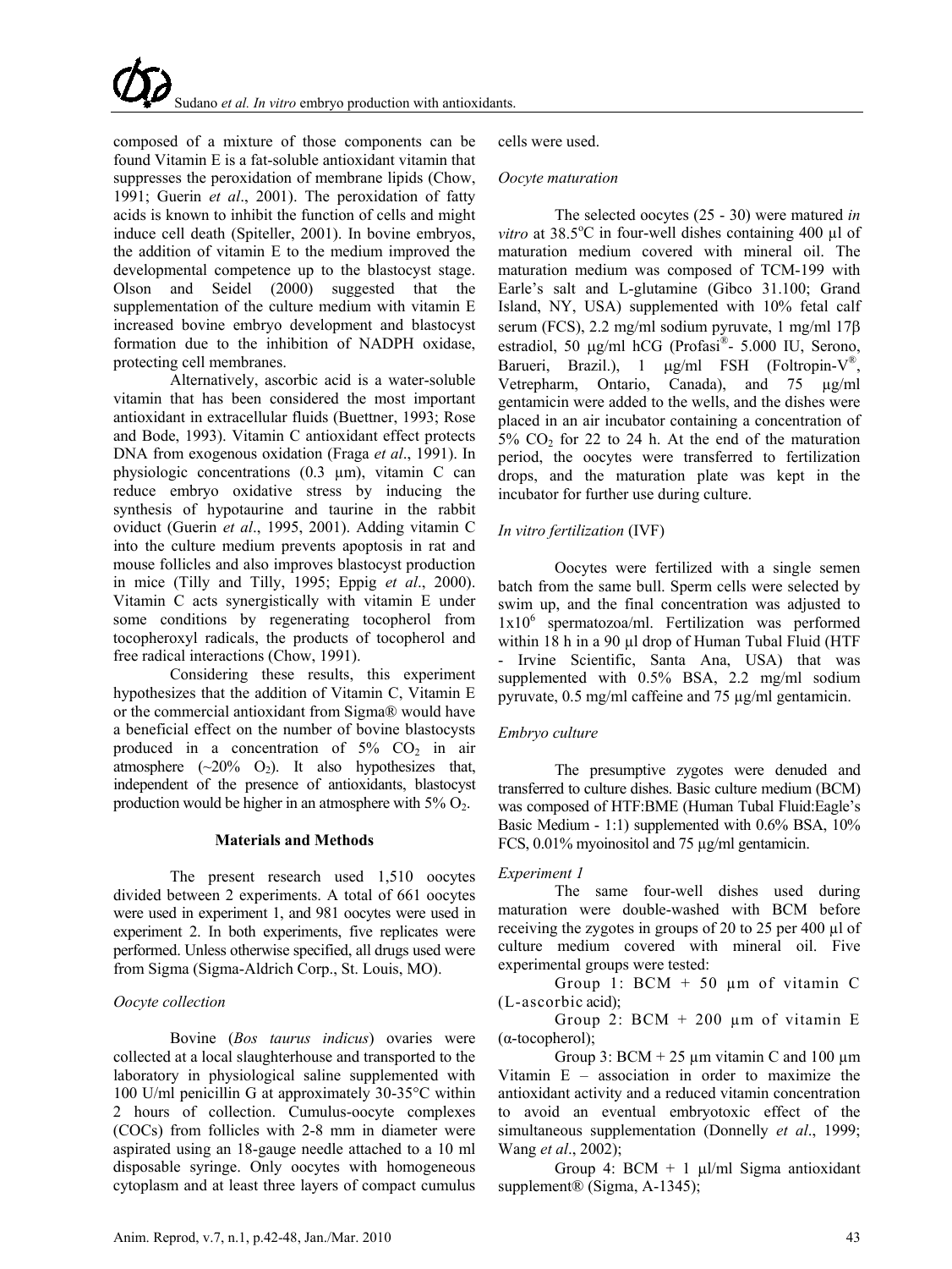composed of a mixture of those components can be found Vitamin E is a fat-soluble antioxidant vitamin that suppresses the peroxidation of membrane lipids (Chow, 1991; Guerin *et al*., 2001). The peroxidation of fatty acids is known to inhibit the function of cells and might induce cell death (Spiteller, 2001). In bovine embryos, the addition of vitamin E to the medium improved the developmental competence up to the blastocyst stage. Olson and Seidel (2000) suggested that the supplementation of the culture medium with vitamin E increased bovine embryo development and blastocyst formation due to the inhibition of NADPH oxidase, protecting cell membranes.

Alternatively, ascorbic acid is a water-soluble vitamin that has been considered the most important antioxidant in extracellular fluids (Buettner, 1993; Rose and Bode, 1993). Vitamin C antioxidant effect protects DNA from exogenous oxidation (Fraga *et al*., 1991). In physiologic concentrations (0.3 µm), vitamin C can reduce embryo oxidative stress by inducing the synthesis of hypotaurine and taurine in the rabbit oviduct (Guerin *et al*., 1995, 2001). Adding vitamin C into the culture medium prevents apoptosis in rat and mouse follicles and also improves blastocyst production in mice (Tilly and Tilly, 1995; Eppig *et al*., 2000). Vitamin C acts synergistically with vitamin E under some conditions by regenerating tocopherol from tocopheroxyl radicals, the products of tocopherol and free radical interactions (Chow, 1991).

Considering these results, this experiment hypothesizes that the addition of Vitamin C, Vitamin E or the commercial antioxidant from Sigma® would have a beneficial effect on the number of bovine blastocysts produced in a concentration of 5% $CO_2$ in air atmosphere (~20% $O_2$). It also hypothesizes that, independent of the presence of antioxidants, blastocyst production would be higher in an atmosphere with 5% $O_2$.

## Materials and Methods

The present research used 1,510 oocytes divided between 2 experiments. A total of 661 oocytes were used in experiment 1, and 981 oocytes were used in experiment 2. In both experiments, five replicates were performed. Unless otherwise specified, all drugs used were from Sigma (Sigma-Aldrich Corp., St. Louis, MO).

### *Oocyte collection*

Bovine (*Bos taurus indicus*) ovaries were collected at a local slaughterhouse and transported to the laboratory in physiological saline supplemented with 100 U/ml penicillin G at approximately 30-35°C within 2 hours of collection. Cumulus-oocyte complexes (COCs) from follicles with 2-8 mm in diameter were aspirated using an 18-gauge needle attached to a 10 ml disposable syringe. Only oocytes with homogeneous cytoplasm and at least three layers of compact cumulus cells were used.

### *Oocyte maturation*

The selected oocytes (25 - 30) were matured *in vitro* at 38.5°C in four-well dishes containing 400 µl of maturation medium covered with mineral oil. The maturation medium was composed of TCM-199 with Earle's salt and L-glutamine (Gibco 31.100; Grand Island, NY, USA) supplemented with 10% fetal calf serum (FCS), 2.2 mg/ml sodium pyruvate, 1 mg/ml 17β estradiol, 50 µg/ml hCG (Profasi®- 5.000 IU, Serono, Barueri, Brazil.), 1 µg/ml FSH (Foltropin-V®, Vetrepharm, Ontario, Canada), and 75 µg/ml gentamicin were added to the wells, and the dishes were placed in an air incubator containing a concentration of 5% $CO_2$ for 22 to 24 h. At the end of the maturation period, the oocytes were transferred to fertilization drops, and the maturation plate was kept in the incubator for further use during culture.

### *In vitro fertilization* (IVF)

Oocytes were fertilized with a single semen batch from the same bull. Sperm cells were selected by swim up, and the final concentration was adjusted to $1x10^6$ spermatozoa/ml. Fertilization was performed within 18 h in a 90 µl drop of Human Tubal Fluid (HTF - Irvine Scientific, Santa Ana, USA) that was supplemented with 0.5% BSA, 2.2 mg/ml sodium pyruvate, 0.5 mg/ml caffeine and 75 µg/ml gentamicin.

### *Embryo culture*

The presumptive zygotes were denuded and transferred to culture dishes. Basic culture medium (BCM) was composed of HTF:BME (Human Tubal Fluid:Eagle's Basic Medium - 1:1) supplemented with 0.6% BSA, 10% FCS, 0.01% myoinositol and 75 µg/ml gentamicin.

### *Experiment 1*

The same four-well dishes used during maturation were double-washed with BCM before receiving the zygotes in groups of 20 to 25 per 400 µl of culture medium covered with mineral oil. Five experimental groups were tested:

Group 1: BCM + 50 µm of vitamin C (L-ascorbic acid);

Group 2: BCM + 200 µm of vitamin E (α-tocopherol);

Group 3: BCM + 25 µm vitamin C and 100 µm Vitamin E – association in order to maximize the antioxidant activity and a reduced vitamin concentration to avoid an eventual embryotoxic effect of the simultaneous supplementation (Donnelly *et al*., 1999; Wang *et al*., 2002);

Group 4: BCM + 1 µl/ml Sigma antioxidant supplement® (Sigma, A-1345);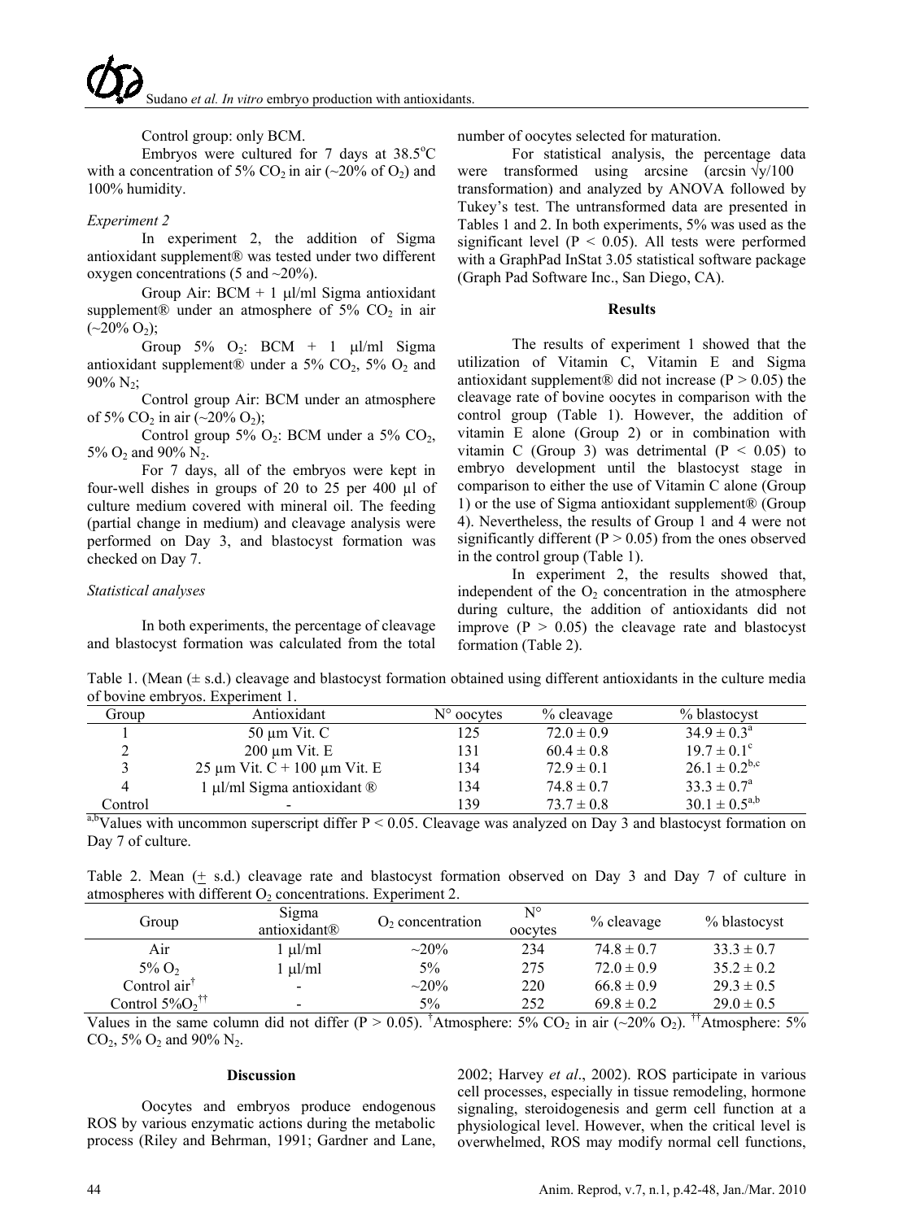Control group: only BCM.

Embryos were cultured for 7 days at 38.5°C with a concentration of 5% $CO_2$ in air (~20% of $O_2$) and 100% humidity.

*Experiment 2*

In experiment 2, the addition of Sigma antioxidant supplement® was tested under two different oxygen concentrations (5 and ~20%).

Group Air: BCM + 1 µl/ml Sigma antioxidant supplement® under an atmosphere of 5% $CO_2$ in air (~20% $O_2$);

Group 5% $O_2$: BCM + 1 µl/ml Sigma antioxidant supplement® under a 5% $CO_2$, 5% $O_2$ and 90% $N_2$;

Control group Air: BCM under an atmosphere of 5% $CO_2$ in air (~20% $O_2$);

Control group 5% $O_2$: BCM under a 5% $CO_2$, 5% $O_2$ and 90% $N_2$.

For 7 days, all of the embryos were kept in four-well dishes in groups of 20 to 25 per 400 µl of culture medium covered with mineral oil. The feeding (partial change in medium) and cleavage analysis were performed on Day 3, and blastocyst formation was checked on Day 7.

*Statistical analyses*

In both experiments, the percentage of cleavage and blastocyst formation was calculated from the total number of oocytes selected for maturation.

For statistical analysis, the percentage data were transformed using arcsine ($\arcsin \sqrt{y/100}$ transformation) and analyzed by ANOVA followed by Tukey's test. The untransformed data are presented in Tables 1 and 2. In both experiments, 5% was used as the significant level ($P < 0.05$). All tests were performed with a GraphPad InStat 3.05 statistical software package (Graph Pad Software Inc., San Diego, CA).

## Results

The results of experiment 1 showed that the utilization of Vitamin C, Vitamin E and Sigma antioxidant supplement® did not increase ($P > 0.05$) the cleavage rate of bovine oocytes in comparison with the control group (Table 1). However, the addition of vitamin E alone (Group 2) or in combination with vitamin C (Group 3) was detrimental ($P < 0.05$) to embryo development until the blastocyst stage in comparison to either the use of Vitamin C alone (Group 1) or the use of Sigma antioxidant supplement® (Group 4). Nevertheless, the results of Group 1 and 4 were not significantly different ($P > 0.05$) from the ones observed in the control group (Table 1).

In experiment 2, the results showed that, independent of the $O_2$ concentration in the atmosphere during culture, the addition of antioxidants did not improve ($P > 0.05$) the cleavage rate and blastocyst formation (Table 2).

Table 1. (Mean (± s.d.) cleavage and blastocyst formation obtained using different antioxidants in the culture media of bovine embryos. Experiment 1.

| Group | Antioxidant | N° oocytes | % cleavage | % blastocyst |
|---|---|---|---|---|
| 1 | 50 µm Vit. C | 125 | 72.0 ± 0.9 | 34.9 ± 0.3[a] |
| 2 | 200 µm Vit. E | 131 | 60.4 ± 0.8 | 19.7 ± 0.1[c] |
| 3 | 25 µm Vit. C + 100 µm Vit. E | 134 | 72.9 ± 0.1 | 26.1 ± 0.2[b,c] |
| 4 | 1 µl/ml Sigma antioxidant ® | 134 | 74.8 ± 0.7 | 33.3 ± 0.7[a] |
| Control | - | 139 | 73.7 ± 0.8 | 30.1 ± 0.5[a,b] |

[a,b]Values with uncommon superscript differ $P < 0.05$. Cleavage was analyzed on Day 3 and blastocyst formation on Day 7 of culture.

Table 2. Mean (± s.d.) cleavage rate and blastocyst formation observed on Day 3 and Day 7 of culture in atmospheres with different $O_2$ concentrations. Experiment 2.

| Group | Sigma antioxidant® | $O_2$ concentration | N° oocytes | % cleavage | % blastocyst |
|---|---|---|---|---|---|
| Air | 1 µl/ml | ~20% | 234 | 74.8 ± 0.7 | 33.3 ± 0.7 |
| 5% $O_2$ | 1 µl/ml | 5% | 275 | 72.0 ± 0.9 | 35.2 ± 0.2 |
| Control air[†] | - | ~20% | 220 | 66.8 ± 0.9 | 29.3 ± 0.5 |
| Control 5%$O_2$[††] | - | 5% | 252 | 69.8 ± 0.2 | 29.0 ± 0.5 |

Values in the same column did not differ ($P > 0.05$). [†]Atmosphere: 5% $CO_2$ in air (~20% $O_2$). [††]Atmosphere: 5% $CO_2$, 5% $O_2$ and 90% $N_2$.

## Discussion

Oocytes and embryos produce endogenous ROS by various enzymatic actions during the metabolic process (Riley and Behrman, 1991; Gardner and Lane, 2002; Harvey *et al*., 2002). ROS participate in various cell processes, especially in tissue remodeling, hormone signaling, steroidogenesis and germ cell function at a physiological level. However, when the critical level is overwhelmed, ROS may modify normal cell functions,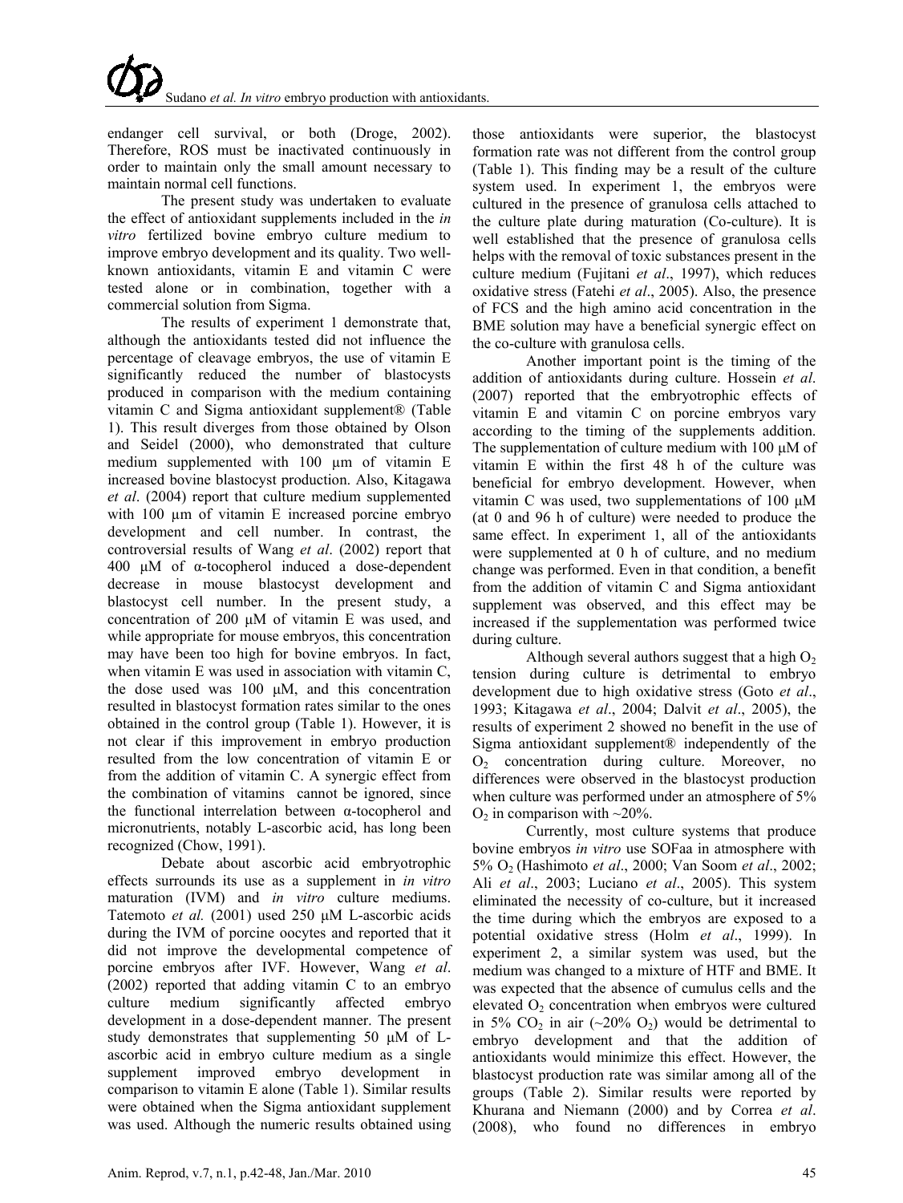endanger cell survival, or both (Droge, 2002). Therefore, ROS must be inactivated continuously in order to maintain only the small amount necessary to maintain normal cell functions.

The present study was undertaken to evaluate the effect of antioxidant supplements included in the *in vitro* fertilized bovine embryo culture medium to improve embryo development and its quality. Two well-known antioxidants, vitamin E and vitamin C were tested alone or in combination, together with a commercial solution from Sigma.

The results of experiment 1 demonstrate that, although the antioxidants tested did not influence the percentage of cleavage embryos, the use of vitamin E significantly reduced the number of blastocysts produced in comparison with the medium containing vitamin C and Sigma antioxidant supplement® (Table 1). This result diverges from those obtained by Olson and Seidel (2000), who demonstrated that culture medium supplemented with 100 µm of vitamin E increased bovine blastocyst production. Also, Kitagawa *et al*. (2004) report that culture medium supplemented with 100 µm of vitamin E increased porcine embryo development and cell number. In contrast, the controversial results of Wang *et al*. (2002) report that 400 µM of α-tocopherol induced a dose-dependent decrease in mouse blastocyst development and blastocyst cell number. In the present study, a concentration of 200 µM of vitamin E was used, and while appropriate for mouse embryos, this concentration may have been too high for bovine embryos. In fact, when vitamin E was used in association with vitamin C, the dose used was 100 µM, and this concentration resulted in blastocyst formation rates similar to the ones obtained in the control group (Table 1). However, it is not clear if this improvement in embryo production resulted from the low concentration of vitamin E or from the addition of vitamin C. A synergic effect from the combination of vitamins cannot be ignored, since the functional interrelation between α-tocopherol and micronutrients, notably L-ascorbic acid, has long been recognized (Chow, 1991).

Debate about ascorbic acid embryotrophic effects surrounds its use as a supplement in *in vitro* maturation (IVM) and *in vitro* culture mediums. Tatemoto *et al.* (2001) used 250 µM L-ascorbic acids during the IVM of porcine oocytes and reported that it did not improve the developmental competence of porcine embryos after IVF. However, Wang *et al*. (2002) reported that adding vitamin C to an embryo culture medium significantly affected embryo development in a dose-dependent manner. The present study demonstrates that supplementing 50 µM of L-ascorbic acid in embryo culture medium as a single supplement improved embryo development in comparison to vitamin E alone (Table 1). Similar results were obtained when the Sigma antioxidant supplement was used. Although the numeric results obtained using those antioxidants were superior, the blastocyst formation rate was not different from the control group (Table 1). This finding may be a result of the culture system used. In experiment 1, the embryos were cultured in the presence of granulosa cells attached to the culture plate during maturation (Co-culture). It is well established that the presence of granulosa cells helps with the removal of toxic substances present in the culture medium (Fujitani *et al*., 1997), which reduces oxidative stress (Fatehi *et al*., 2005). Also, the presence of FCS and the high amino acid concentration in the BME solution may have a beneficial synergic effect on the co-culture with granulosa cells.

Another important point is the timing of the addition of antioxidants during culture. Hossein *et al*. (2007) reported that the embryotrophic effects of vitamin E and vitamin C on porcine embryos vary according to the timing of the supplements addition. The supplementation of culture medium with 100 µM of vitamin E within the first 48 h of the culture was beneficial for embryo development. However, when vitamin C was used, two supplementations of 100 µM (at 0 and 96 h of culture) were needed to produce the same effect. In experiment 1, all of the antioxidants were supplemented at 0 h of culture, and no medium change was performed. Even in that condition, a benefit from the addition of vitamin C and Sigma antioxidant supplement was observed, and this effect may be increased if the supplementation was performed twice during culture.

Although several authors suggest that a high $O_2$ tension during culture is detrimental to embryo development due to high oxidative stress (Goto *et al*., 1993; Kitagawa *et al*., 2004; Dalvit *et al*., 2005), the results of experiment 2 showed no benefit in the use of Sigma antioxidant supplement® independently of the $O_2$ concentration during culture. Moreover, no differences were observed in the blastocyst production when culture was performed under an atmosphere of 5% $O_2$ in comparison with ~20%.

Currently, most culture systems that produce bovine embryos *in vitro* use SOFaa in atmosphere with 5% $O_2$ (Hashimoto *et al*., 2000; Van Soom *et al*., 2002; Ali *et al*., 2003; Luciano *et al*., 2005). This system eliminated the necessity of co-culture, but it increased the time during which the embryos are exposed to a potential oxidative stress (Holm *et al*., 1999). In experiment 2, a similar system was used, but the medium was changed to a mixture of HTF and BME. It was expected that the absence of cumulus cells and the elevated $O_2$ concentration when embryos were cultured in 5% $CO_2$ in air (~20% $O_2$) would be detrimental to embryo development and that the addition of antioxidants would minimize this effect. However, the blastocyst production rate was similar among all of the groups (Table 2). Similar results were reported by Khurana and Niemann (2000) and by Correa *et al*. (2008), who found no differences in embryo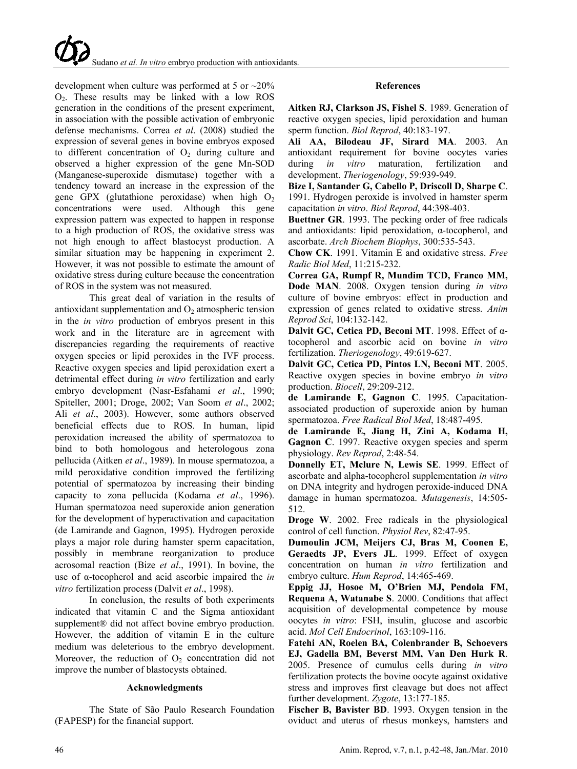development when culture was performed at 5 or ~20% $O_2$. These results may be linked with a low ROS generation in the conditions of the present experiment, in association with the possible activation of embryonic defense mechanisms. Correa *et al*. (2008) studied the expression of several genes in bovine embryos exposed to different concentration of $O_2$ during culture and observed a higher expression of the gene Mn-SOD (Manganese-superoxide dismutase) together with a tendency toward an increase in the expression of the gene GPX (glutathione peroxidase) when high $O_2$ concentrations were used. Although this gene expression pattern was expected to happen in response to a high production of ROS, the oxidative stress was not high enough to affect blastocyst production. A similar situation may be happening in experiment 2. However, it was not possible to estimate the amount of oxidative stress during culture because the concentration of ROS in the system was not measured.

This great deal of variation in the results of antioxidant supplementation and $O_2$ atmospheric tension in the *in vitro* production of embryos present in this work and in the literature are in agreement with discrepancies regarding the requirements of reactive oxygen species or lipid peroxides in the IVF process. Reactive oxygen species and lipid peroxidation exert a detrimental effect during *in vitro* fertilization and early embryo development (Nasr-Esfahami *et al*., 1990; Spiteller, 2001; Droge, 2002; Van Soom *et al*., 2002; Ali *et al*., 2003). However, some authors observed beneficial effects due to ROS. In human, lipid peroxidation increased the ability of spermatozoa to bind to both homologous and heterologous zona pellucida (Aitken *et al*., 1989). In mouse spermatozoa, a mild peroxidative condition improved the fertilizing potential of spermatozoa by increasing their binding capacity to zona pellucida (Kodama *et al*., 1996). Human spermatozoa need superoxide anion generation for the development of hyperactivation and capacitation (de Lamirande and Gagnon, 1995). Hydrogen peroxide plays a major role during hamster sperm capacitation, possibly in membrane reorganization to produce acrosomal reaction (Bize *et al*., 1991). In bovine, the use of α-tocopherol and acid ascorbic impaired the *in vitro* fertilization process (Dalvit *et al*., 1998).

In conclusion, the results of both experiments indicated that vitamin C and the Sigma antioxidant supplement® did not affect bovine embryo production. However, the addition of vitamin E in the culture medium was deleterious to the embryo development. Moreover, the reduction of $O_2$ concentration did not improve the number of blastocysts obtained.

## Acknowledgments

The State of São Paulo Research Foundation (FAPESP) for the financial support.

## References

**Aitken RJ, Clarkson JS, Fishel S**. 1989. Generation of reactive oxygen species, lipid peroxidation and human sperm function. *Biol Reprod*, 40:183-197.

**Ali AA, Bilodeau JF, Sirard MA**. 2003. An antioxidant requirement for bovine oocytes varies during *in vitro* maturation, fertilization and development. *Theriogenology*, 59:939-949.

**Bize I, Santander G, Cabello P, Driscoll D, Sharpe C**. 1991. Hydrogen peroxide is involved in hamster sperm capacitation *in vitro*. *Biol Reprod*, 44:398-403.

**Buettner GR**. 1993. The pecking order of free radicals and antioxidants: lipid peroxidation, α-tocopherol, and ascorbate. *Arch Biochem Biophys*, 300:535-543.

**Chow CK**. 1991. Vitamin E and oxidative stress. *Free Radic Biol Med*, 11:215-232.

**Correa GA, Rumpf R, Mundim TCD, Franco MM, Dode MAN**. 2008. Oxygen tension during *in vitro* culture of bovine embryos: effect in production and expression of genes related to oxidative stress. *Anim Reprod Sci*, 104:132-142.

**Dalvit GC, Cetica PD, Beconi MT**. 1998. Effect of α-tocopherol and ascorbic acid on bovine *in vitro* fertilization. *Theriogenology*, 49:619-627.

**Dalvit GC, Cetica PD, Pintos LN, Beconi MT**. 2005. Reactive oxygen species in bovine embryo *in vitro* production. *Biocell*, 29:209-212.

**de Lamirande E, Gagnon C**. 1995. Capacitation-associated production of superoxide anion by human spermatozoa. *Free Radical Biol Med*, 18:487-495.

**de Lamirande E, Jiang H, Zini A, Kodama H, Gagnon C**. 1997. Reactive oxygen species and sperm physiology. *Rev Reprod*, 2:48-54.

**Donnelly ET, Mclure N, Lewis SE**. 1999. Effect of ascorbate and alpha-tocopherol supplementation *in vitro* on DNA integrity and hydrogen peroxide-induced DNA damage in human spermatozoa. *Mutagenesis*, 14:505-512.

**Droge W**. 2002. Free radicals in the physiological control of cell function. *Physiol Rev*, 82:47-95.

**Dumoulin JCM, Meijers CJ, Bras M, Coonen E, Geraedts JP, Evers JL**. 1999. Effect of oxygen concentration on human *in vitro* fertilization and embryo culture. *Hum Reprod*, 14:465-469.

**Eppig JJ, Hosoe M, O'Brien MJ, Pendola FM, Requena A, Watanabe S**. 2000. Conditions that affect acquisition of developmental competence by mouse oocytes *in vitro*: FSH, insulin, glucose and ascorbic acid. *Mol Cell Endocrinol*, 163:109-116.

**Fatehi AN, Roelen BA, Colenbrander B, Schoevers EJ, Gadella BM, Beverst MM, Van Den Hurk R**. 2005. Presence of cumulus cells during *in vitro* fertilization protects the bovine oocyte against oxidative stress and improves first cleavage but does not affect further development. *Zygote*, 13:177-185.

**Fischer B, Bavister BD**. 1993. Oxygen tension in the oviduct and uterus of rhesus monkeys, hamsters and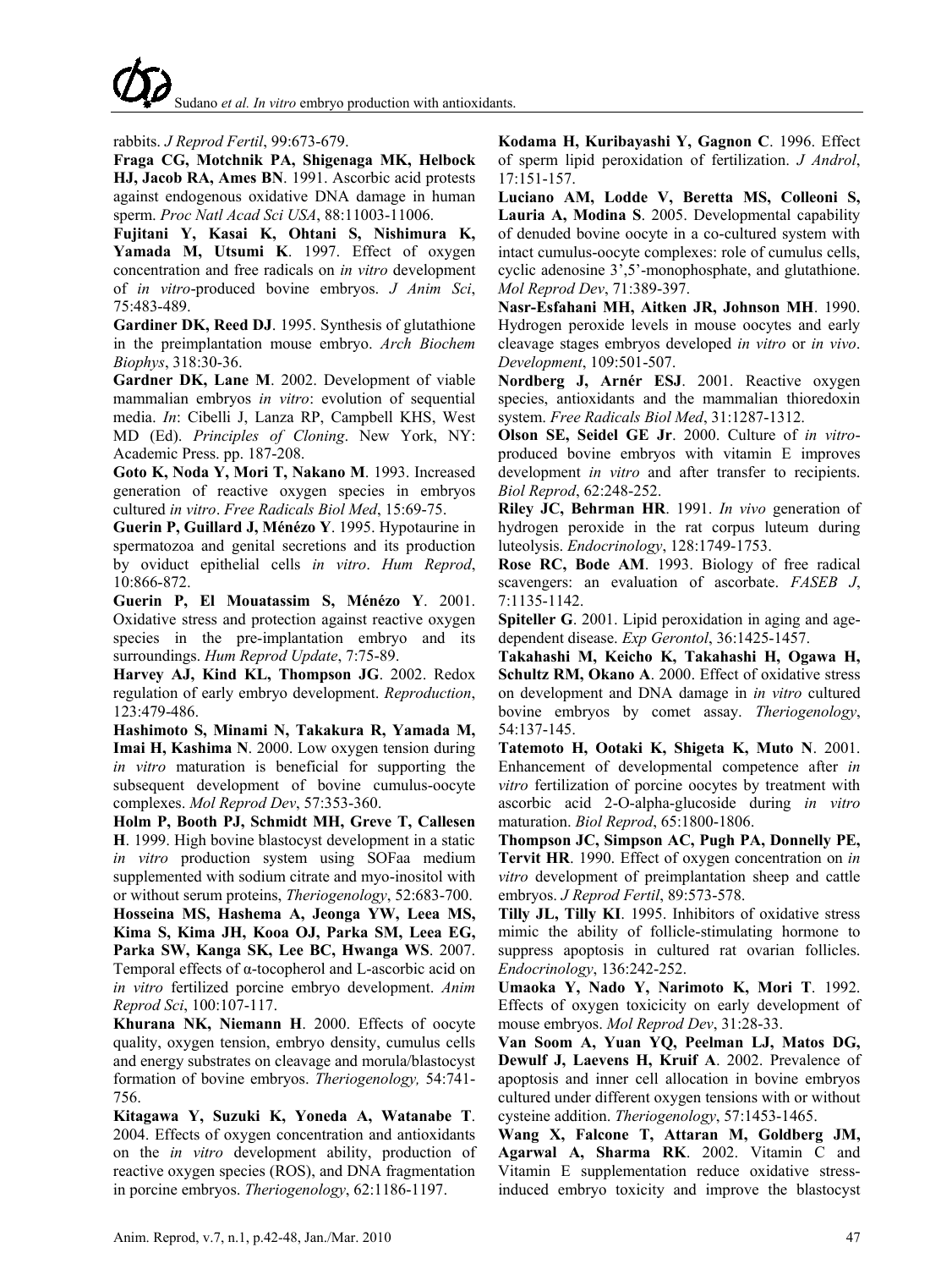rabbits. *J Reprod Fertil*, 99:673-679.

**Fraga CG, Motchnik PA, Shigenaga MK, Helbock HJ, Jacob RA, Ames BN**. 1991. Ascorbic acid protests against endogenous oxidative DNA damage in human sperm. *Proc Natl Acad Sci USA*, 88:11003-11006.

**Fujitani Y, Kasai K, Ohtani S, Nishimura K, Yamada M, Utsumi K**. 1997. Effect of oxygen concentration and free radicals on *in vitro* development of *in vitro*-produced bovine embryos. *J Anim Sci*, 75:483-489.

**Gardiner DK, Reed DJ**. 1995. Synthesis of glutathione in the preimplantation mouse embryo. *Arch Biochem Biophys*, 318:30-36.

**Gardner DK, Lane M**. 2002. Development of viable mammalian embryos *in vitro*: evolution of sequential media. *In*: Cibelli J, Lanza RP, Campbell KHS, West MD (Ed). *Principles of Cloning*. New York, NY: Academic Press. pp. 187-208.

**Goto K, Noda Y, Mori T, Nakano M**. 1993. Increased generation of reactive oxygen species in embryos cultured *in vitro*. *Free Radicals Biol Med*, 15:69-75.

**Guerin P, Guillard J, Ménézo Y**. 1995. Hypotaurine in spermatozoa and genital secretions and its production by oviduct epithelial cells *in vitro*. *Hum Reprod*, 10:866-872.

**Guerin P, El Mouatassim S, Ménézo Y**. 2001. Oxidative stress and protection against reactive oxygen species in the pre-implantation embryo and its surroundings. *Hum Reprod Update*, 7:75-89.

**Harvey AJ, Kind KL, Thompson JG**. 2002. Redox regulation of early embryo development. *Reproduction*, 123:479-486.

**Hashimoto S, Minami N, Takakura R, Yamada M, Imai H, Kashima N**. 2000. Low oxygen tension during *in vitro* maturation is beneficial for supporting the subsequent development of bovine cumulus-oocyte complexes. *Mol Reprod Dev*, 57:353-360.

**Holm P, Booth PJ, Schmidt MH, Greve T, Callesen H**. 1999. High bovine blastocyst development in a static *in vitro* production system using SOFaa medium supplemented with sodium citrate and myo-inositol with or without serum proteins, *Theriogenology*, 52:683-700.

**Hosseina MS, Hashema A, Jeonga YW, Leea MS, Kima S, Kima JH, Kooa OJ, Parka SM, Leea EG, Parka SW, Kanga SK, Lee BC, Hwanga WS**. 2007. Temporal effects of α-tocopherol and L-ascorbic acid on *in vitro* fertilized porcine embryo development. *Anim Reprod Sci*, 100:107-117.

**Khurana NK, Niemann H**. 2000. Effects of oocyte quality, oxygen tension, embryo density, cumulus cells and energy substrates on cleavage and morula/blastocyst formation of bovine embryos. *Theriogenology,* 54:741-756.

**Kitagawa Y, Suzuki K, Yoneda A, Watanabe T**. 2004. Effects of oxygen concentration and antioxidants on the *in vitro* development ability, production of reactive oxygen species (ROS), and DNA fragmentation in porcine embryos. *Theriogenology*, 62:1186-1197.

**Kodama H, Kuribayashi Y, Gagnon C**. 1996. Effect of sperm lipid peroxidation of fertilization. *J Androl*, 17:151-157.

**Luciano AM, Lodde V, Beretta MS, Colleoni S, Lauria A, Modina S**. 2005. Developmental capability of denuded bovine oocyte in a co-cultured system with intact cumulus-oocyte complexes: role of cumulus cells, cyclic adenosine 3',5'-monophosphate, and glutathione. *Mol Reprod Dev*, 71:389-397.

**Nasr-Esfahani MH, Aitken JR, Johnson MH**. 1990. Hydrogen peroxide levels in mouse oocytes and early cleavage stages embryos developed *in vitro* or *in vivo*. *Development*, 109:501-507.

**Nordberg J, Arnér ESJ**. 2001. Reactive oxygen species, antioxidants and the mammalian thioredoxin system. *Free Radicals Biol Med*, 31:1287-1312.

**Olson SE, Seidel GE Jr**. 2000. Culture of *in vitro*-produced bovine embryos with vitamin E improves development *in vitro* and after transfer to recipients. *Biol Reprod*, 62:248-252.

**Riley JC, Behrman HR**. 1991. *In vivo* generation of hydrogen peroxide in the rat corpus luteum during luteolysis. *Endocrinology*, 128:1749-1753.

**Rose RC, Bode AM**. 1993. Biology of free radical scavengers: an evaluation of ascorbate. *FASEB J*, 7:1135-1142.

**Spiteller G**. 2001. Lipid peroxidation in aging and age-dependent disease. *Exp Gerontol*, 36:1425-1457.

**Takahashi M, Keicho K, Takahashi H, Ogawa H, Schultz RM, Okano A**. 2000. Effect of oxidative stress on development and DNA damage in *in vitro* cultured bovine embryos by comet assay. *Theriogenology*, 54:137-145.

**Tatemoto H, Ootaki K, Shigeta K, Muto N**. 2001. Enhancement of developmental competence after *in vitro* fertilization of porcine oocytes by treatment with ascorbic acid 2-O-alpha-glucoside during *in vitro* maturation. *Biol Reprod*, 65:1800-1806.

**Thompson JC, Simpson AC, Pugh PA, Donnelly PE, Tervit HR**. 1990. Effect of oxygen concentration on *in vitro* development of preimplantation sheep and cattle embryos. *J Reprod Fertil*, 89:573-578.

**Tilly JL, Tilly KI**. 1995. Inhibitors of oxidative stress mimic the ability of follicle-stimulating hormone to suppress apoptosis in cultured rat ovarian follicles. *Endocrinology*, 136:242-252.

**Umaoka Y, Nado Y, Narimoto K, Mori T**. 1992. Effects of oxygen toxicicity on early development of mouse embryos. *Mol Reprod Dev*, 31:28-33.

**Van Soom A, Yuan YQ, Peelman LJ, Matos DG, Dewulf J, Laevens H, Kruif A**. 2002. Prevalence of apoptosis and inner cell allocation in bovine embryos cultured under different oxygen tensions with or without cysteine addition. *Theriogenology*, 57:1453-1465.

**Wang X, Falcone T, Attaran M, Goldberg JM, Agarwal A, Sharma RK**. 2002. Vitamin C and Vitamin E supplementation reduce oxidative stress-induced embryo toxicity and improve the blastocyst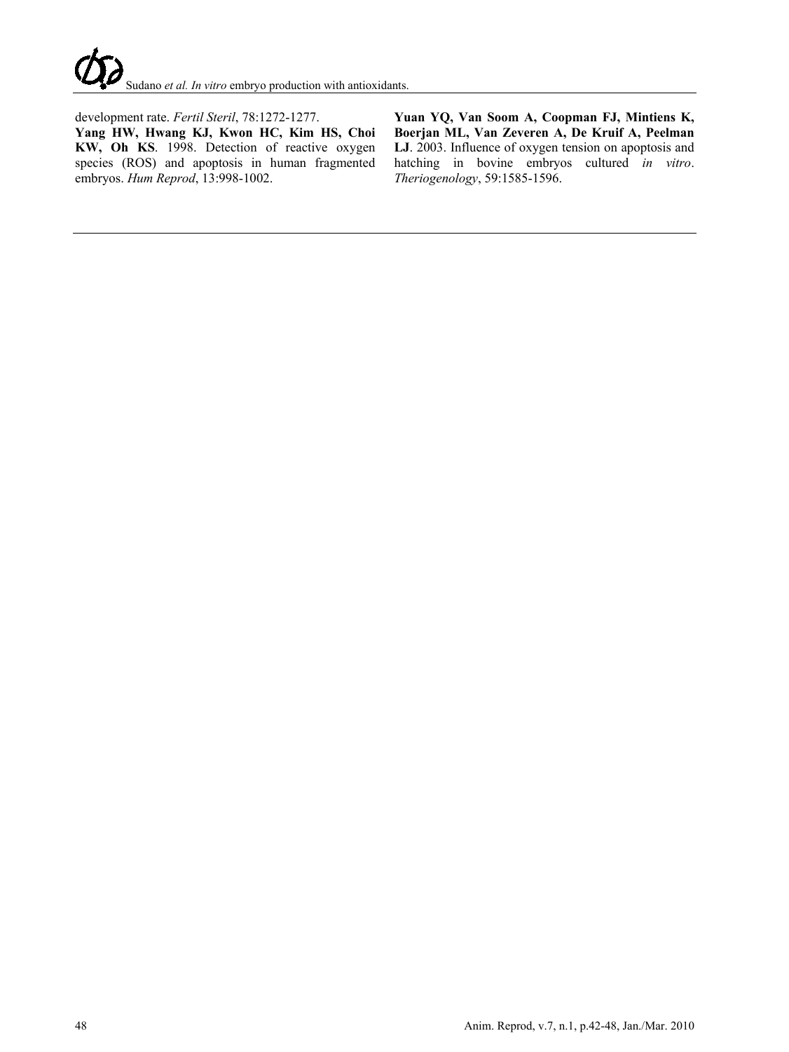development rate. *Fertil Steril*, 78:1272-1277.

**Yang HW, Hwang KJ, Kwon HC, Kim HS, Choi KW, Oh KS**. 1998. Detection of reactive oxygen species (ROS) and apoptosis in human fragmented embryos. *Hum Reprod*, 13:998-1002.

**Yuan YQ, Van Soom A, Coopman FJ, Mintiens K, Boerjan ML, Van Zeveren A, De Kruif A, Peelman LJ**. 2003. Influence of oxygen tension on apoptosis and hatching in bovine embryos cultured *in vitro*. *Theriogenology*, 59:1585-1596.